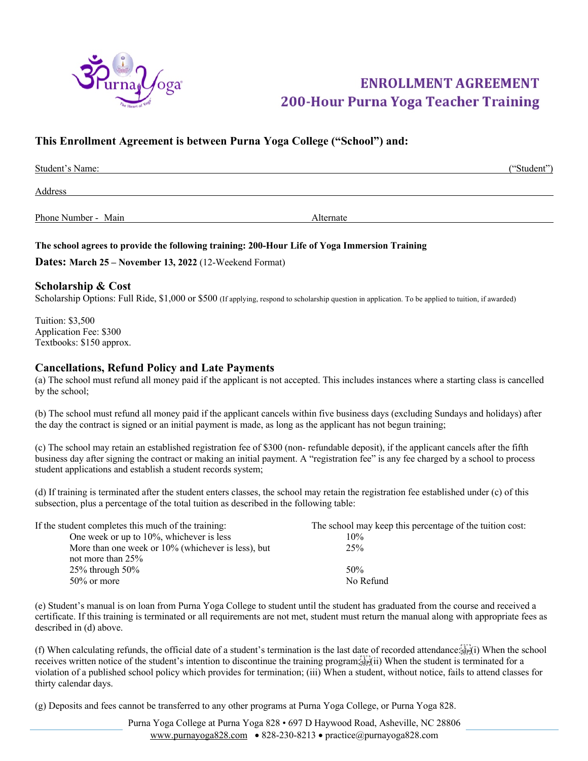# ENROLLMENT AGREEMENT
## 200-Hour Purna Yoga Teacher Training

**This Enrollment Agreement is between Purna Yoga College ("School") and:**

Student's Name: ______________________________________________ ("Student")

Address ______________________________________________

Phone Number - Main ______________________ Alternate ______________________

**The school agrees to provide the following training: 200-Hour Life of Yoga Immersion Training**

**Dates: March 25 – November 13, 2022** (12-Weekend Format)

## Scholarship & Cost

Scholarship Options: Full Ride, $1,000 or $500 (If applying, respond to scholarship question in application. To be applied to tuition, if awarded)

Tuition: $3,500
Application Fee: $300
Textbooks: $150 approx.

## Cancellations, Refund Policy and Late Payments

(a) The school must refund all money paid if the applicant is not accepted. This includes instances where a starting class is cancelled by the school;

(b) The school must refund all money paid if the applicant cancels within five business days (excluding Sundays and holidays) after the day the contract is signed or an initial payment is made, as long as the applicant has not begun training;

(c) The school may retain an established registration fee of $300 (non- refundable deposit), if the applicant cancels after the fifth business day after signing the contract or making an initial payment. A "registration fee" is any fee charged by a school to process student applications and establish a student records system;

(d) If training is terminated after the student enters classes, the school may retain the registration fee established under (c) of this subsection, plus a percentage of the total tuition as described in the following table:

| If the student completes this much of the training: | The school may keep this percentage of the tuition cost: |
|---|---|
| One week or up to 10%, whichever is less | 10% |
| More than one week or 10% (whichever is less), but not more than 25% | 25% |
| 25% through 50% | 50% |
| 50% or more | No Refund |

(e) Student's manual is on loan from Purna Yoga College to student until the student has graduated from the course and received a certificate. If this training is terminated or all requirements are not met, student must return the manual along with appropriate fees as described in (d) above.

(f) When calculating refunds, the official date of a student's termination is the last date of recorded attendance: (i) When the school receives written notice of the student's intention to discontinue the training program; (ii) When the student is terminated for a violation of a published school policy which provides for termination; (iii) When a student, without notice, fails to attend classes for thirty calendar days.

(g) Deposits and fees cannot be transferred to any other programs at Purna Yoga College, or Purna Yoga 828.

Purna Yoga College at Purna Yoga 828 • 697 D Haywood Road, Asheville, NC 28806
www.purnayoga828.com • 828-230-8213 • practice@purnayoga828.com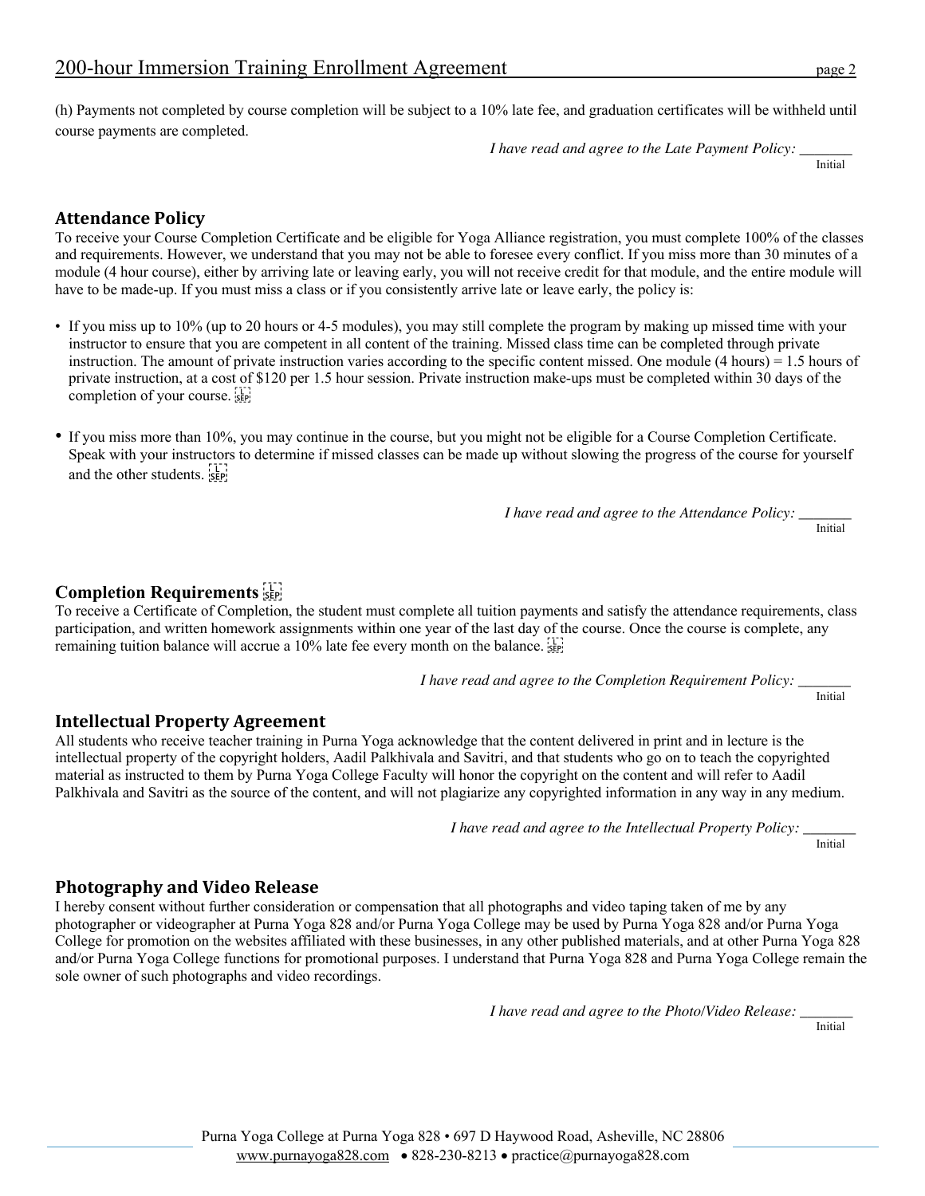(h) Payments not completed by course completion will be subject to a 10% late fee, and graduation certificates will be withheld until course payments are completed.

*I have read and agree to the Late Payment Policy:* _______
Initial

## Attendance Policy

To receive your Course Completion Certificate and be eligible for Yoga Alliance registration, you must complete 100% of the classes and requirements. However, we understand that you may not be able to foresee every conflict. If you miss more than 30 minutes of a module (4 hour course), either by arriving late or leaving early, you will not receive credit for that module, and the entire module will have to be made-up. If you must miss a class or if you consistently arrive late or leave early, the policy is:

- If you miss up to 10% (up to 20 hours or 4-5 modules), you may still complete the program by making up missed time with your instructor to ensure that you are competent in all content of the training. Missed class time can be completed through private instruction. The amount of private instruction varies according to the specific content missed. One module (4 hours) = 1.5 hours of private instruction, at a cost of $120 per 1.5 hour session. Private instruction make-ups must be completed within 30 days of the completion of your course.

- If you miss more than 10%, you may continue in the course, but you might not be eligible for a Course Completion Certificate. Speak with your instructors to determine if missed classes can be made up without slowing the progress of the course for yourself and the other students.

*I have read and agree to the Attendance Policy:* _______
Initial

## Completion Requirements

To receive a Certificate of Completion, the student must complete all tuition payments and satisfy the attendance requirements, class participation, and written homework assignments within one year of the last day of the course. Once the course is complete, any remaining tuition balance will accrue a 10% late fee every month on the balance.

*I have read and agree to the Completion Requirement Policy:* _______
Initial

## Intellectual Property Agreement

All students who receive teacher training in Purna Yoga acknowledge that the content delivered in print and in lecture is the intellectual property of the copyright holders, Aadil Palkhivala and Savitri, and that students who go on to teach the copyrighted material as instructed to them by Purna Yoga College Faculty will honor the copyright on the content and will refer to Aadil Palkhivala and Savitri as the source of the content, and will not plagiarize any copyrighted information in any way in any medium.

*I have read and agree to the Intellectual Property Policy:* _______
Initial

## Photography and Video Release

I hereby consent without further consideration or compensation that all photographs and video taping taken of me by any photographer or videographer at Purna Yoga 828 and/or Purna Yoga College may be used by Purna Yoga 828 and/or Purna Yoga College for promotion on the websites affiliated with these businesses, in any other published materials, and at other Purna Yoga 828 and/or Purna Yoga College functions for promotional purposes. I understand that Purna Yoga 828 and Purna Yoga College remain the sole owner of such photographs and video recordings.

*I have read and agree to the Photo/Video Release:* _______
Initial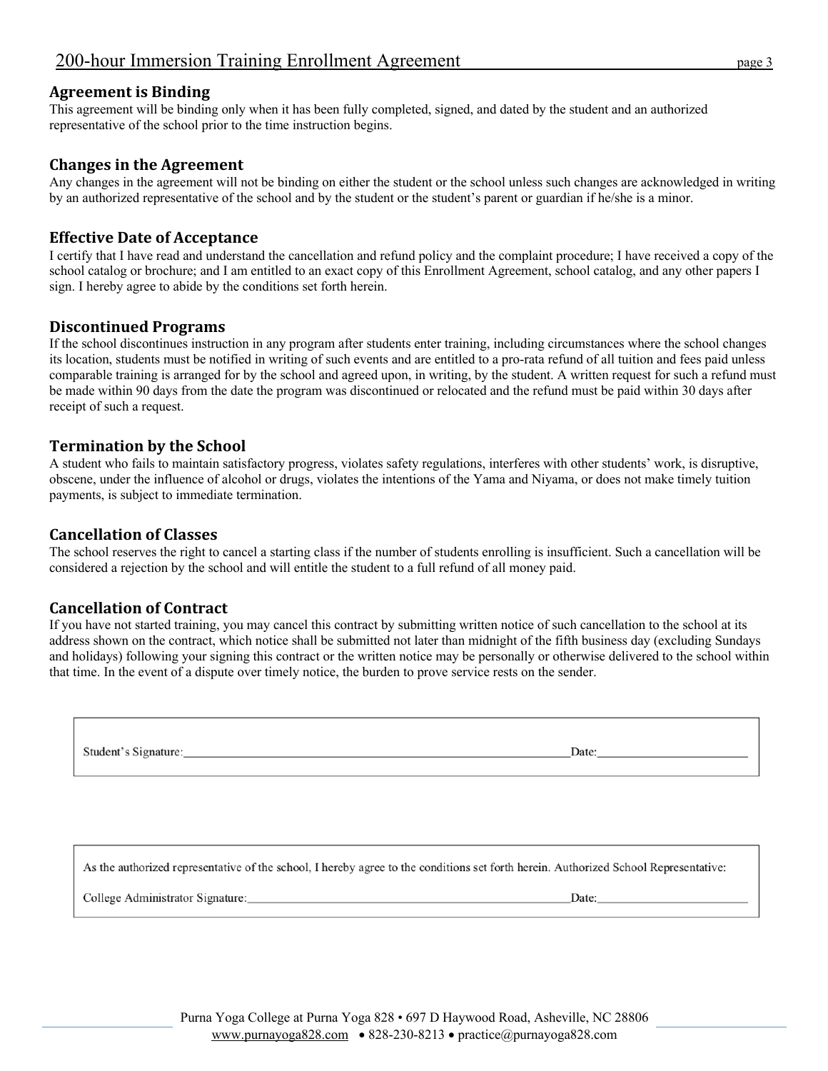## Agreement is Binding

This agreement will be binding only when it has been fully completed, signed, and dated by the student and an authorized representative of the school prior to the time instruction begins.

## Changes in the Agreement

Any changes in the agreement will not be binding on either the student or the school unless such changes are acknowledged in writing by an authorized representative of the school and by the student or the student's parent or guardian if he/she is a minor.

## Effective Date of Acceptance

I certify that I have read and understand the cancellation and refund policy and the complaint procedure; I have received a copy of the school catalog or brochure; and I am entitled to an exact copy of this Enrollment Agreement, school catalog, and any other papers I sign. I hereby agree to abide by the conditions set forth herein.

## Discontinued Programs

If the school discontinues instruction in any program after students enter training, including circumstances where the school changes its location, students must be notified in writing of such events and are entitled to a pro-rata refund of all tuition and fees paid unless comparable training is arranged for by the school and agreed upon, in writing, by the student. A written request for such a refund must be made within 90 days from the date the program was discontinued or relocated and the refund must be paid within 30 days after receipt of such a request.

## Termination by the School

A student who fails to maintain satisfactory progress, violates safety regulations, interferes with other students' work, is disruptive, obscene, under the influence of alcohol or drugs, violates the intentions of the Yama and Niyama, or does not make timely tuition payments, is subject to immediate termination.

## Cancellation of Classes

The school reserves the right to cancel a starting class if the number of students enrolling is insufficient. Such a cancellation will be considered a rejection by the school and will entitle the student to a full refund of all money paid.

## Cancellation of Contract

If you have not started training, you may cancel this contract by submitting written notice of such cancellation to the school at its address shown on the contract, which notice shall be submitted not later than midnight of the fifth business day (excluding Sundays and holidays) following your signing this contract or the written notice may be personally or otherwise delivered to the school within that time. In the event of a dispute over timely notice, the burden to prove service rests on the sender.

Student's Signature:______________________________________________ Date:____________________

As the authorized representative of the school, I hereby agree to the conditions set forth herein. Authorized School Representative:

College Administrator Signature:______________________________________ Date:____________________

Purna Yoga College at Purna Yoga 828 • 697 D Haywood Road, Asheville, NC 28806
www.purnayoga828.com • 828-230-8213 • practice@purnayoga828.com